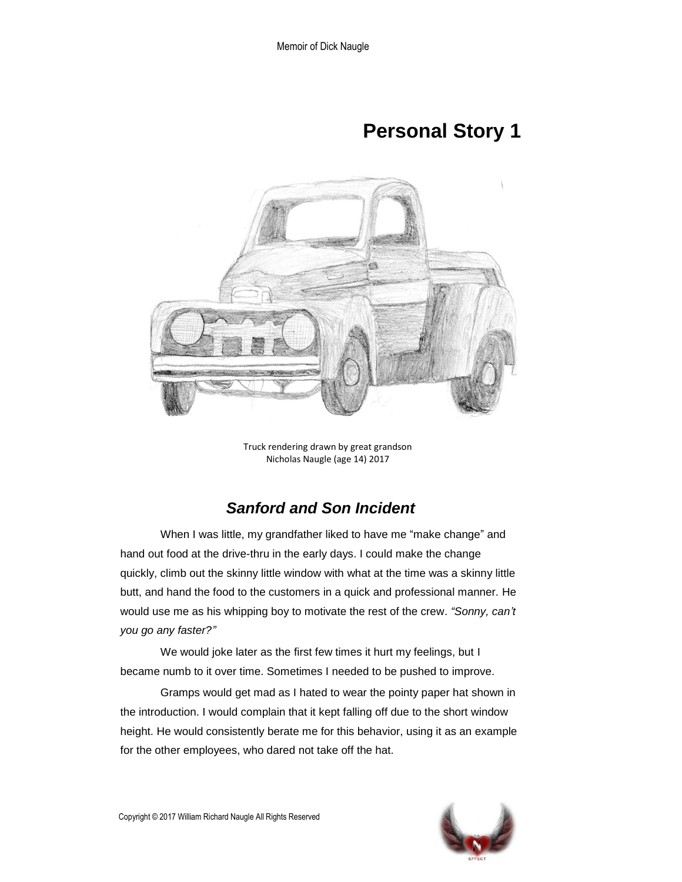# Personal Story 1

Truck rendering drawn by great grandson
Nicholas Naugle (age 14) 2017

## *Sanford and Son Incident*

When I was little, my grandfather liked to have me "make change" and hand out food at the drive-thru in the early days. I could make the change quickly, climb out the skinny little window with what at the time was a skinny little butt, and hand the food to the customers in a quick and professional manner. He would use me as his whipping boy to motivate the rest of the crew. *"Sonny, can't you go any faster?"*

We would joke later as the first few times it hurt my feelings, but I became numb to it over time. Sometimes I needed to be pushed to improve.

Gramps would get mad as I hated to wear the pointy paper hat shown in the introduction. I would complain that it kept falling off due to the short window height. He would consistently berate me for this behavior, using it as an example for the other employees, who dared not take off the hat.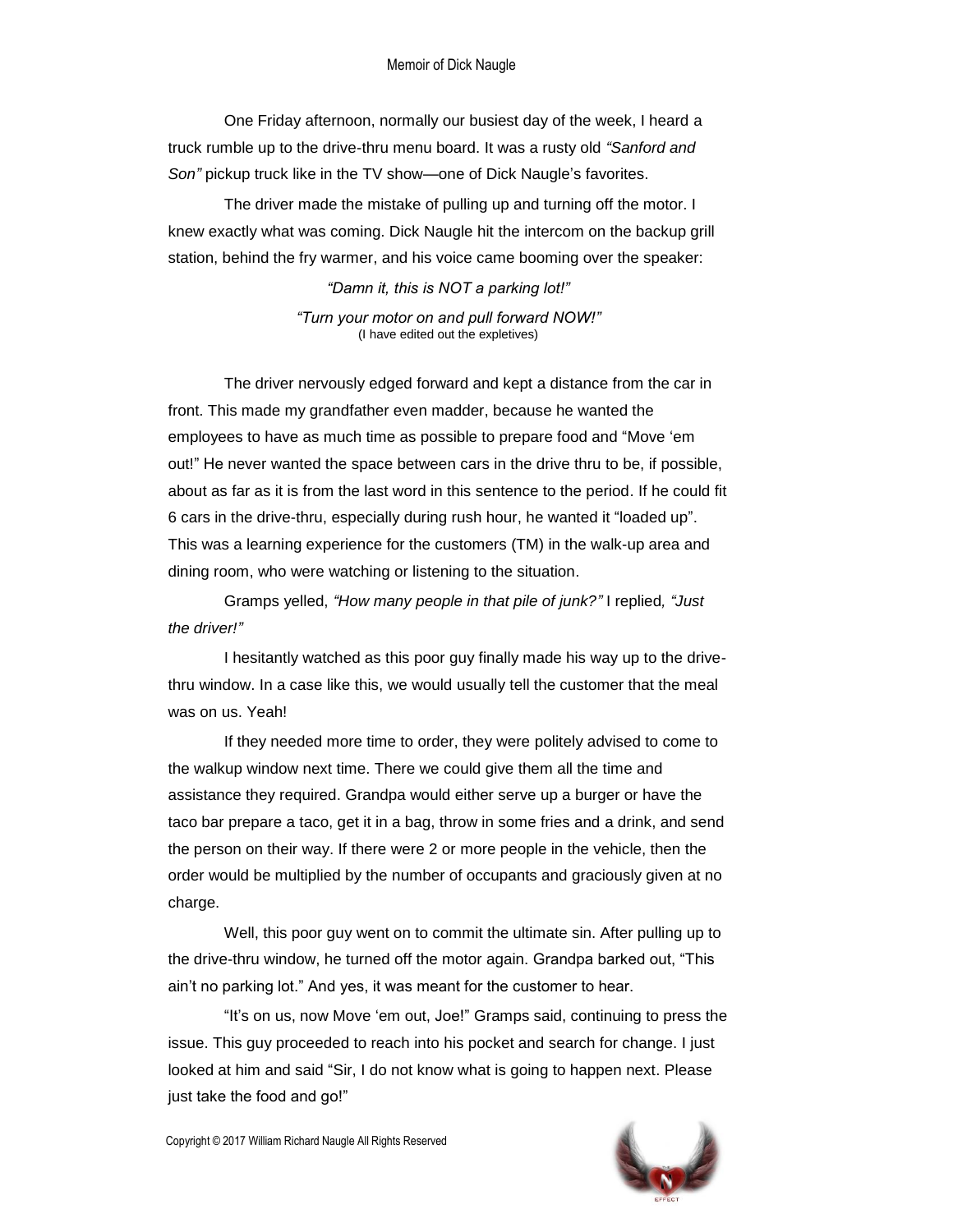One Friday afternoon, normally our busiest day of the week, I heard a truck rumble up to the drive-thru menu board. It was a rusty old *"Sanford and Son"* pickup truck like in the TV show—one of Dick Naugle's favorites.

The driver made the mistake of pulling up and turning off the motor. I knew exactly what was coming. Dick Naugle hit the intercom on the backup grill station, behind the fry warmer, and his voice came booming over the speaker:

*"Damn it, this is NOT a parking lot!"*

*"Turn your motor on and pull forward NOW!"*
(I have edited out the expletives)

The driver nervously edged forward and kept a distance from the car in front. This made my grandfather even madder, because he wanted the employees to have as much time as possible to prepare food and "Move 'em out!" He never wanted the space between cars in the drive thru to be, if possible, about as far as it is from the last word in this sentence to the period. If he could fit 6 cars in the drive-thru, especially during rush hour, he wanted it "loaded up". This was a learning experience for the customers (TM) in the walk-up area and dining room, who were watching or listening to the situation.

Gramps yelled, *"How many people in that pile of junk?"* I replied*, "Just the driver!"*

I hesitantly watched as this poor guy finally made his way up to the drive-thru window. In a case like this, we would usually tell the customer that the meal was on us. Yeah!

If they needed more time to order, they were politely advised to come to the walkup window next time. There we could give them all the time and assistance they required. Grandpa would either serve up a burger or have the taco bar prepare a taco, get it in a bag, throw in some fries and a drink, and send the person on their way. If there were 2 or more people in the vehicle, then the order would be multiplied by the number of occupants and graciously given at no charge.

Well, this poor guy went on to commit the ultimate sin. After pulling up to the drive-thru window, he turned off the motor again. Grandpa barked out, "This ain't no parking lot." And yes, it was meant for the customer to hear.

"It's on us, now Move 'em out, Joe!" Gramps said, continuing to press the issue. This guy proceeded to reach into his pocket and search for change. I just looked at him and said "Sir, I do not know what is going to happen next. Please just take the food and go!"

Copyright © 2017 William Richard Naugle All Rights Reserved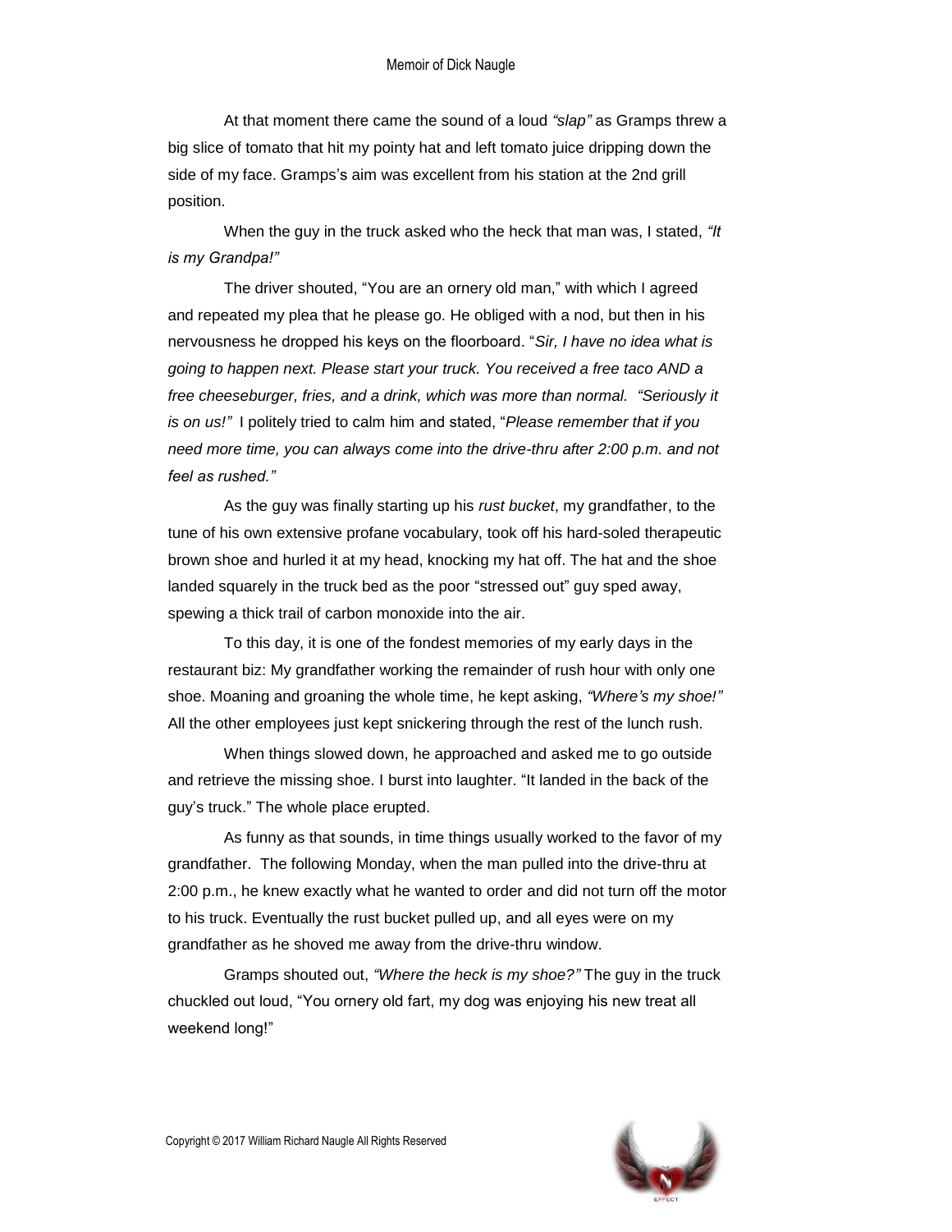At that moment there came the sound of a loud *"slap"* as Gramps threw a big slice of tomato that hit my pointy hat and left tomato juice dripping down the side of my face. Gramps's aim was excellent from his station at the 2nd grill position.

When the guy in the truck asked who the heck that man was, I stated, *"It is my Grandpa!"*

The driver shouted, "You are an ornery old man," with which I agreed and repeated my plea that he please go. He obliged with a nod, but then in his nervousness he dropped his keys on the floorboard. "*Sir, I have no idea what is going to happen next. Please start your truck. You received a free taco AND a free cheeseburger, fries, and a drink, which was more than normal. "Seriously it is on us!"* I politely tried to calm him and stated, "*Please remember that if you need more time, you can always come into the drive-thru after 2:00 p.m. and not feel as rushed."*

As the guy was finally starting up his *rust bucket*, my grandfather, to the tune of his own extensive profane vocabulary, took off his hard-soled therapeutic brown shoe and hurled it at my head, knocking my hat off. The hat and the shoe landed squarely in the truck bed as the poor "stressed out" guy sped away, spewing a thick trail of carbon monoxide into the air.

To this day, it is one of the fondest memories of my early days in the restaurant biz: My grandfather working the remainder of rush hour with only one shoe. Moaning and groaning the whole time, he kept asking, *"Where's my shoe!"* All the other employees just kept snickering through the rest of the lunch rush.

When things slowed down, he approached and asked me to go outside and retrieve the missing shoe. I burst into laughter. "It landed in the back of the guy's truck." The whole place erupted.

As funny as that sounds, in time things usually worked to the favor of my grandfather. The following Monday, when the man pulled into the drive-thru at 2:00 p.m., he knew exactly what he wanted to order and did not turn off the motor to his truck. Eventually the rust bucket pulled up, and all eyes were on my grandfather as he shoved me away from the drive-thru window.

Gramps shouted out, *"Where the heck is my shoe?"* The guy in the truck chuckled out loud, "You ornery old fart, my dog was enjoying his new treat all weekend long!"

Copyright © 2017 William Richard Naugle All Rights Reserved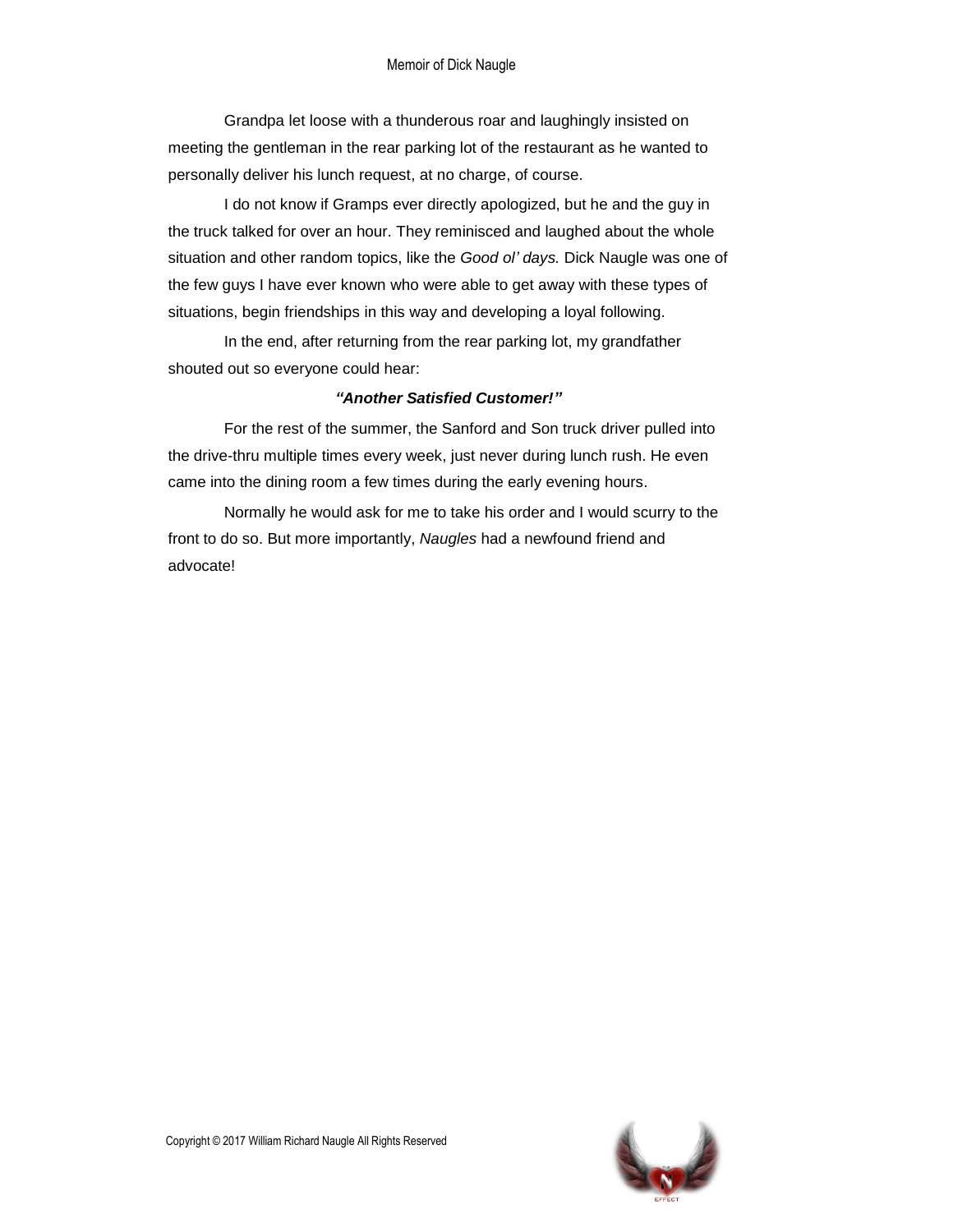Grandpa let loose with a thunderous roar and laughingly insisted on meeting the gentleman in the rear parking lot of the restaurant as he wanted to personally deliver his lunch request, at no charge, of course.

I do not know if Gramps ever directly apologized, but he and the guy in the truck talked for over an hour. They reminisced and laughed about the whole situation and other random topics, like the *Good ol' days.* Dick Naugle was one of the few guys I have ever known who were able to get away with these types of situations, begin friendships in this way and developing a loyal following.

In the end, after returning from the rear parking lot, my grandfather shouted out so everyone could hear:

***"Another Satisfied Customer!"***

For the rest of the summer, the Sanford and Son truck driver pulled into the drive-thru multiple times every week, just never during lunch rush. He even came into the dining room a few times during the early evening hours.

Normally he would ask for me to take his order and I would scurry to the front to do so. But more importantly, *Naugles* had a newfound friend and advocate!